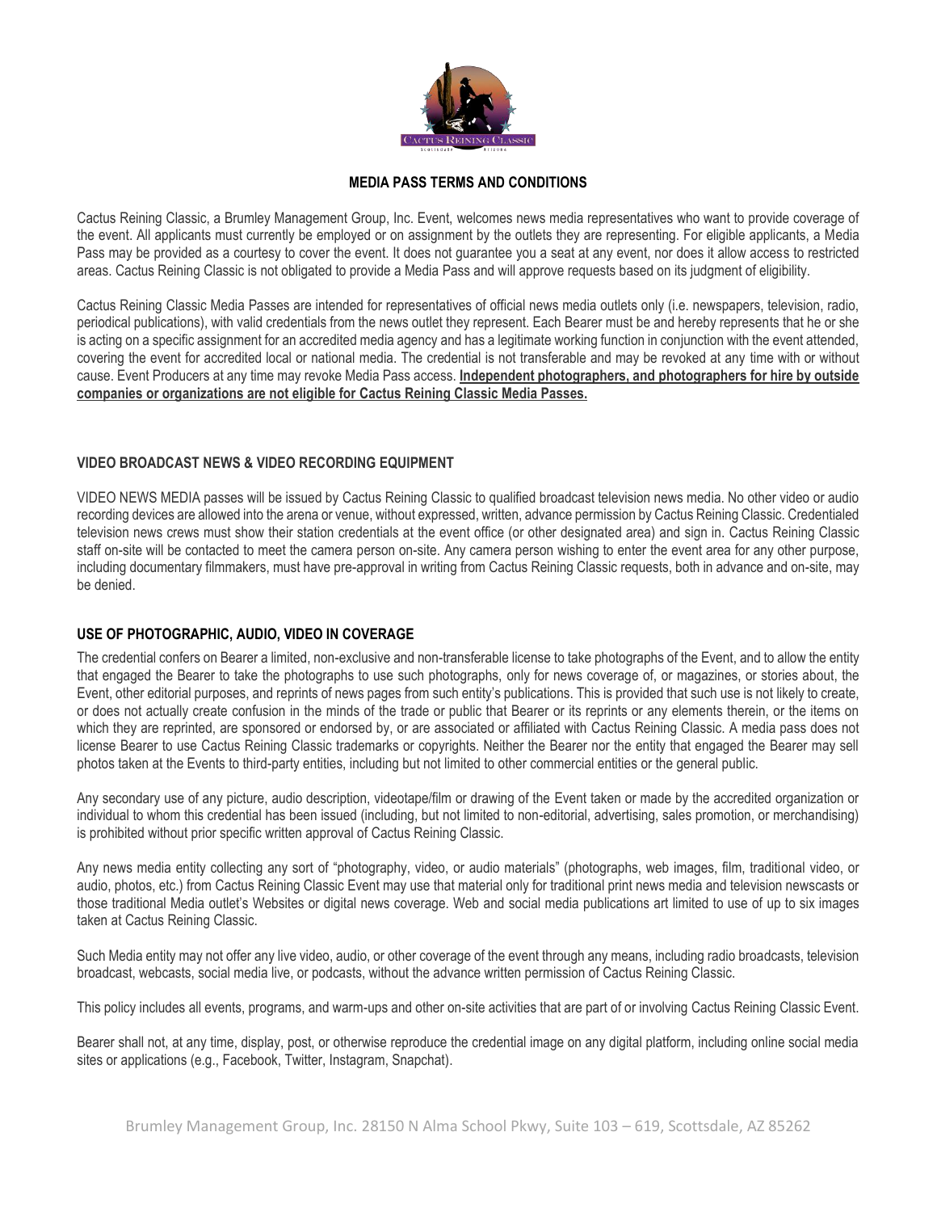# MEDIA PASS TERMS AND CONDITIONS

Cactus Reining Classic, a Brumley Management Group, Inc. Event, welcomes news media representatives who want to provide coverage of the event. All applicants must currently be employed or on assignment by the outlets they are representing. For eligible applicants, a Media Pass may be provided as a courtesy to cover the event. It does not guarantee you a seat at any event, nor does it allow access to restricted areas. Cactus Reining Classic is not obligated to provide a Media Pass and will approve requests based on its judgment of eligibility.

Cactus Reining Classic Media Passes are intended for representatives of official news media outlets only (i.e. newspapers, television, radio, periodical publications), with valid credentials from the news outlet they represent. Each Bearer must be and hereby represents that he or she is acting on a specific assignment for an accredited media agency and has a legitimate working function in conjunction with the event attended, covering the event for accredited local or national media. The credential is not transferable and may be revoked at any time with or without cause. Event Producers at any time may revoke Media Pass access. **Independent photographers, and photographers for hire by outside companies or organizations are not eligible for Cactus Reining Classic Media Passes.**

## VIDEO BROADCAST NEWS & VIDEO RECORDING EQUIPMENT

VIDEO NEWS MEDIA passes will be issued by Cactus Reining Classic to qualified broadcast television news media. No other video or audio recording devices are allowed into the arena or venue, without expressed, written, advance permission by Cactus Reining Classic. Credentialed television news crews must show their station credentials at the event office (or other designated area) and sign in. Cactus Reining Classic staff on-site will be contacted to meet the camera person on-site. Any camera person wishing to enter the event area for any other purpose, including documentary filmmakers, must have pre-approval in writing from Cactus Reining Classic requests, both in advance and on-site, may be denied.

## USE OF PHOTOGRAPHIC, AUDIO, VIDEO IN COVERAGE

The credential confers on Bearer a limited, non-exclusive and non-transferable license to take photographs of the Event, and to allow the entity that engaged the Bearer to take the photographs to use such photographs, only for news coverage of, or magazines, or stories about, the Event, other editorial purposes, and reprints of news pages from such entity's publications. This is provided that such use is not likely to create, or does not actually create confusion in the minds of the trade or public that Bearer or its reprints or any elements therein, or the items on which they are reprinted, are sponsored or endorsed by, or are associated or affiliated with Cactus Reining Classic. A media pass does not license Bearer to use Cactus Reining Classic trademarks or copyrights. Neither the Bearer nor the entity that engaged the Bearer may sell photos taken at the Events to third-party entities, including but not limited to other commercial entities or the general public.

Any secondary use of any picture, audio description, videotape/film or drawing of the Event taken or made by the accredited organization or individual to whom this credential has been issued (including, but not limited to non-editorial, advertising, sales promotion, or merchandising) is prohibited without prior specific written approval of Cactus Reining Classic.

Any news media entity collecting any sort of "photography, video, or audio materials" (photographs, web images, film, traditional video, or audio, photos, etc.) from Cactus Reining Classic Event may use that material only for traditional print news media and television newscasts or those traditional Media outlet's Websites or digital news coverage. Web and social media publications art limited to use of up to six images taken at Cactus Reining Classic.

Such Media entity may not offer any live video, audio, or other coverage of the event through any means, including radio broadcasts, television broadcast, webcasts, social media live, or podcasts, without the advance written permission of Cactus Reining Classic.

This policy includes all events, programs, and warm-ups and other on-site activities that are part of or involving Cactus Reining Classic Event.

Bearer shall not, at any time, display, post, or otherwise reproduce the credential image on any digital platform, including online social media sites or applications (e.g., Facebook, Twitter, Instagram, Snapchat).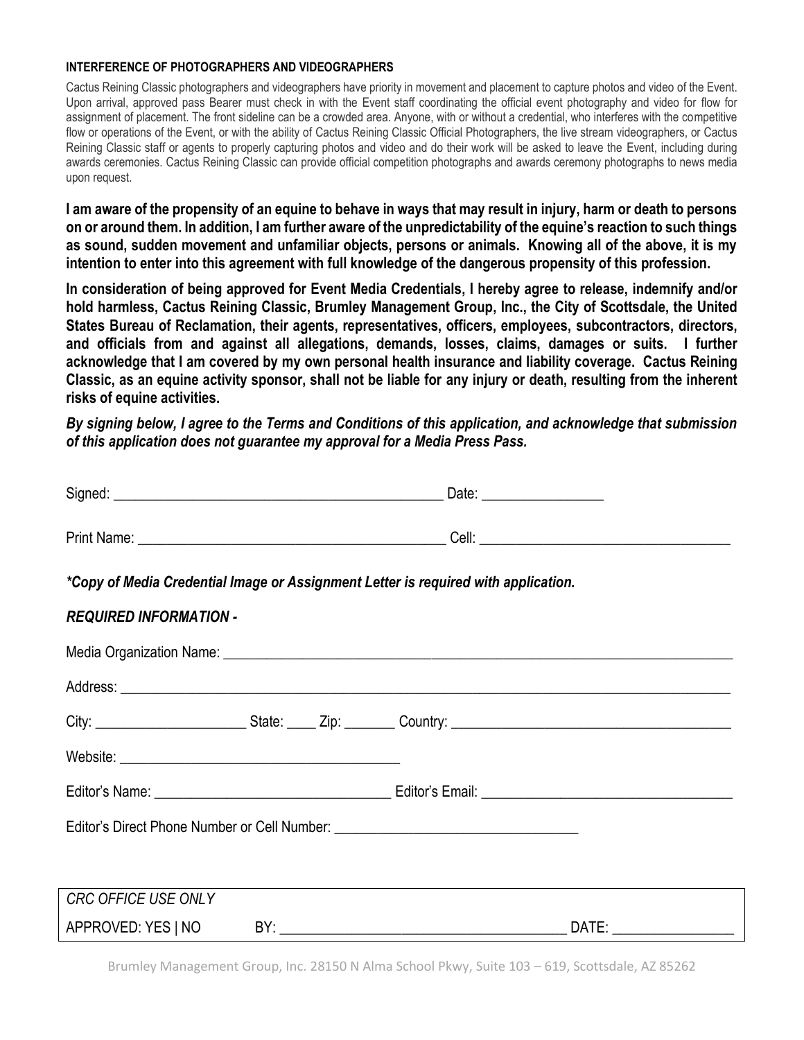#### INTERFERENCE OF PHOTOGRAPHERS AND VIDEOGRAPHERS

Cactus Reining Classic photographers and videographers have priority in movement and placement to capture photos and video of the Event. Upon arrival, approved pass Bearer must check in with the Event staff coordinating the official event photography and video for flow for assignment of placement. The front sideline can be a crowded area. Anyone, with or without a credential, who interferes with the competitive flow or operations of the Event, or with the ability of Cactus Reining Classic Official Photographers, the live stream videographers, or Cactus Reining Classic staff or agents to properly capturing photos and video and do their work will be asked to leave the Event, including during awards ceremonies. Cactus Reining Classic can provide official competition photographs and awards ceremony photographs to news media upon request.

**I am aware of the propensity of an equine to behave in ways that may result in injury, harm or death to persons on or around them. In addition, I am further aware of the unpredictability of the equine's reaction to such things as sound, sudden movement and unfamiliar objects, persons or animals. Knowing all of the above, it is my intention to enter into this agreement with full knowledge of the dangerous propensity of this profession.**

**In consideration of being approved for Event Media Credentials, I hereby agree to release, indemnify and/or hold harmless, Cactus Reining Classic, Brumley Management Group, Inc., the City of Scottsdale, the United States Bureau of Reclamation, their agents, representatives, officers, employees, subcontractors, directors, and officials from and against all allegations, demands, losses, claims, damages or suits. I further acknowledge that I am covered by my own personal health insurance and liability coverage. Cactus Reining Classic, as an equine activity sponsor, shall not be liable for any injury or death, resulting from the inherent risks of equine activities.**

***By signing below, I agree to the Terms and Conditions of this application, and acknowledge that submission of this application does not guarantee my approval for a Media Press Pass.***

Signed: ______________________________________________ Date: ________________

Print Name: ___________________________________________ Cell: ___________________________________

***\*Copy of Media Credential Image or Assignment Letter is required with application.***

***REQUIRED INFORMATION -***

Media Organization Name: ________________________________________________________________________

Address: ______________________________________________________________________________________

City: ____________________ State: ____ Zip: _______ Country: _____________________________________

Website: ______________________________________

Editor's Name: _______________________________ Editor's Email: __________________________________

Editor's Direct Phone Number or Cell Number: ________________________________

| | | |
|---|---|---|
| *CRC OFFICE USE ONLY* | | |
| APPROVED: YES \| NO | BY: ______________________________________ | DATE: ________________ |